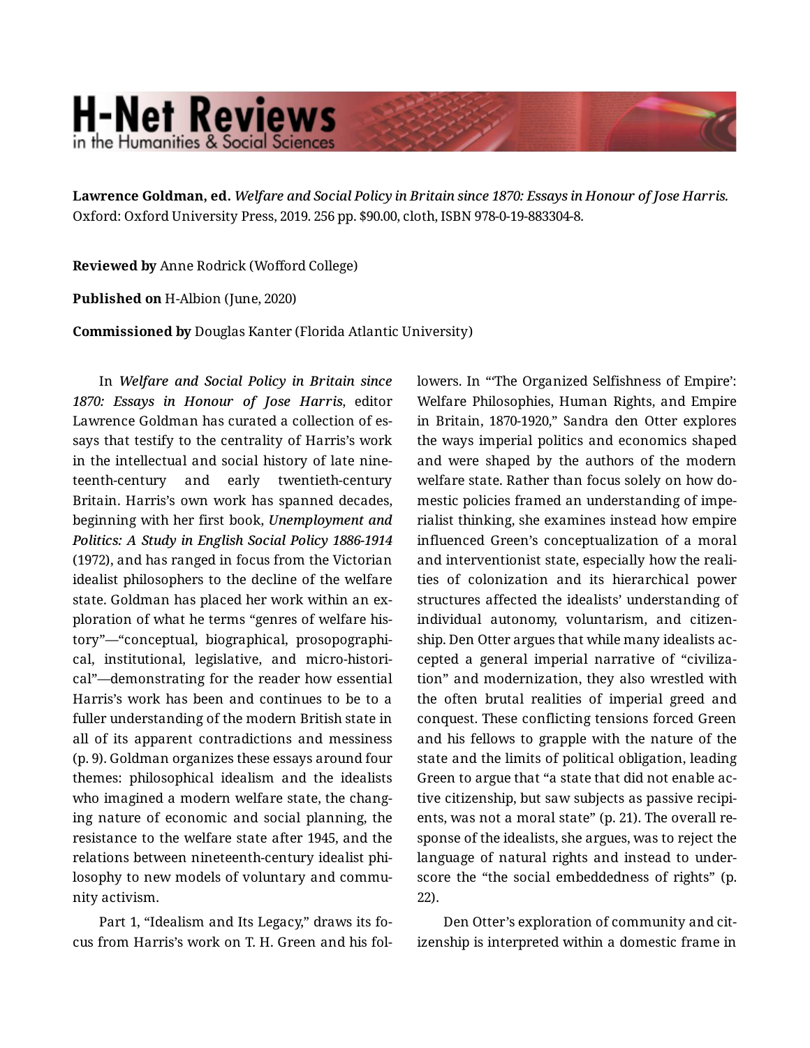# H-Net Reviews
in the Humanities & Social Sciences

**Lawrence Goldman, ed.** *Welfare and Social Policy in Britain since 1870: Essays in Honour of Jose Harris.* Oxford: Oxford University Press, 2019. 256 pp. $90.00, cloth, ISBN 978-0-19-883304-8.

**Reviewed by** Anne Rodrick (Wofford College)

**Published on** H-Albion (June, 2020)

**Commissioned by** Douglas Kanter (Florida Atlantic University)

In *Welfare and Social Policy in Britain since 1870: Essays in Honour of Jose Harris*, editor Lawrence Goldman has curated a collection of essays that testify to the centrality of Harris's work in the intellectual and social history of late nineteenth-century and early twentieth-century Britain. Harris's own work has spanned decades, beginning with her first book, *Unemployment and Politics: A Study in English Social Policy 1886-1914* (1972), and has ranged in focus from the Victorian idealist philosophers to the decline of the welfare state. Goldman has placed her work within an exploration of what he terms "genres of welfare history"—"conceptual, biographical, prosopographical, institutional, legislative, and micro-historical"—demonstrating for the reader how essential Harris's work has been and continues to be to a fuller understanding of the modern British state in all of its apparent contradictions and messiness (p. 9). Goldman organizes these essays around four themes: philosophical idealism and the idealists who imagined a modern welfare state, the changing nature of economic and social planning, the resistance to the welfare state after 1945, and the relations between nineteenth-century idealist philosophy to new models of voluntary and community activism.

Part 1, "Idealism and Its Legacy," draws its focus from Harris's work on T. H. Green and his followers. In "'The Organized Selfishness of Empire': Welfare Philosophies, Human Rights, and Empire in Britain, 1870-1920," Sandra den Otter explores the ways imperial politics and economics shaped and were shaped by the authors of the modern welfare state. Rather than focus solely on how domestic policies framed an understanding of imperialist thinking, she examines instead how empire influenced Green's conceptualization of a moral and interventionist state, especially how the realities of colonization and its hierarchical power structures affected the idealists' understanding of individual autonomy, voluntarism, and citizenship. Den Otter argues that while many idealists accepted a general imperial narrative of "civilization" and modernization, they also wrestled with the often brutal realities of imperial greed and conquest. These conflicting tensions forced Green and his fellows to grapple with the nature of the state and the limits of political obligation, leading Green to argue that "a state that did not enable active citizenship, but saw subjects as passive recipients, was not a moral state" (p. 21). The overall response of the idealists, she argues, was to reject the language of natural rights and instead to underscore the "the social embeddedness of rights" (p. 22).

Den Otter's exploration of community and citizenship is interpreted within a domestic frame in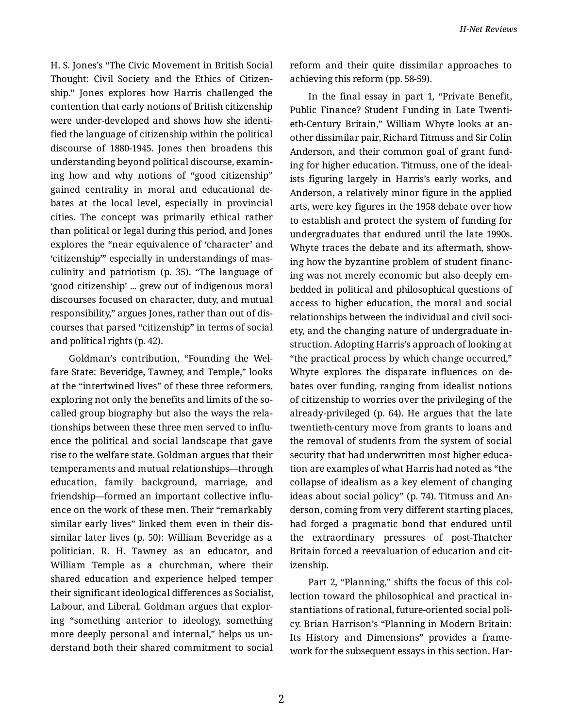H. S. Jones's "The Civic Movement in British Social Thought: Civil Society and the Ethics of Citizenship." Jones explores how Harris challenged the contention that early notions of British citizenship were under-developed and shows how she identified the language of citizenship within the political discourse of 1880-1945. Jones then broadens this understanding beyond political discourse, examining how and why notions of "good citizenship" gained centrality in moral and educational debates at the local level, especially in provincial cities. The concept was primarily ethical rather than political or legal during this period, and Jones explores the "near equivalence of 'character' and 'citizenship'" especially in understandings of masculinity and patriotism (p. 35). "The language of 'good citizenship' ... grew out of indigenous moral discourses focused on character, duty, and mutual responsibility," argues Jones, rather than out of discourses that parsed "citizenship" in terms of social and political rights (p. 42).

Goldman's contribution, "Founding the Welfare State: Beveridge, Tawney, and Temple," looks at the "intertwined lives" of these three reformers, exploring not only the benefits and limits of the so-called group biography but also the ways the relationships between these three men served to influence the political and social landscape that gave rise to the welfare state. Goldman argues that their temperaments and mutual relationships—through education, family background, marriage, and friendship—formed an important collective influence on the work of these men. Their "remarkably similar early lives" linked them even in their dissimilar later lives (p. 50): William Beveridge as a politician, R. H. Tawney as an educator, and William Temple as a churchman, where their shared education and experience helped temper their significant ideological differences as Socialist, Labour, and Liberal. Goldman argues that exploring "something anterior to ideology, something more deeply personal and internal," helps us understand both their shared commitment to social reform and their quite dissimilar approaches to achieving this reform (pp. 58-59).

In the final essay in part 1, "Private Benefit, Public Finance? Student Funding in Late Twentieth-Century Britain," William Whyte looks at another dissimilar pair, Richard Titmuss and Sir Colin Anderson, and their common goal of grant funding for higher education. Titmuss, one of the idealists figuring largely in Harris's early works, and Anderson, a relatively minor figure in the applied arts, were key figures in the 1958 debate over how to establish and protect the system of funding for undergraduates that endured until the late 1990s. Whyte traces the debate and its aftermath, showing how the byzantine problem of student financing was not merely economic but also deeply embedded in political and philosophical questions of access to higher education, the moral and social relationships between the individual and civil society, and the changing nature of undergraduate instruction. Adopting Harris's approach of looking at "the practical process by which change occurred," Whyte explores the disparate influences on debates over funding, ranging from idealist notions of citizenship to worries over the privileging of the already-privileged (p. 64). He argues that the late twentieth-century move from grants to loans and the removal of students from the system of social security that had underwritten most higher education are examples of what Harris had noted as "the collapse of idealism as a key element of changing ideas about social policy" (p. 74). Titmuss and Anderson, coming from very different starting places, had forged a pragmatic bond that endured until the extraordinary pressures of post-Thatcher Britain forced a reevaluation of education and citizenship.

Part 2, "Planning," shifts the focus of this collection toward the philosophical and practical instantiations of rational, future-oriented social policy. Brian Harrison's "Planning in Modern Britain: Its History and Dimensions" provides a framework for the subsequent essays in this section. Har-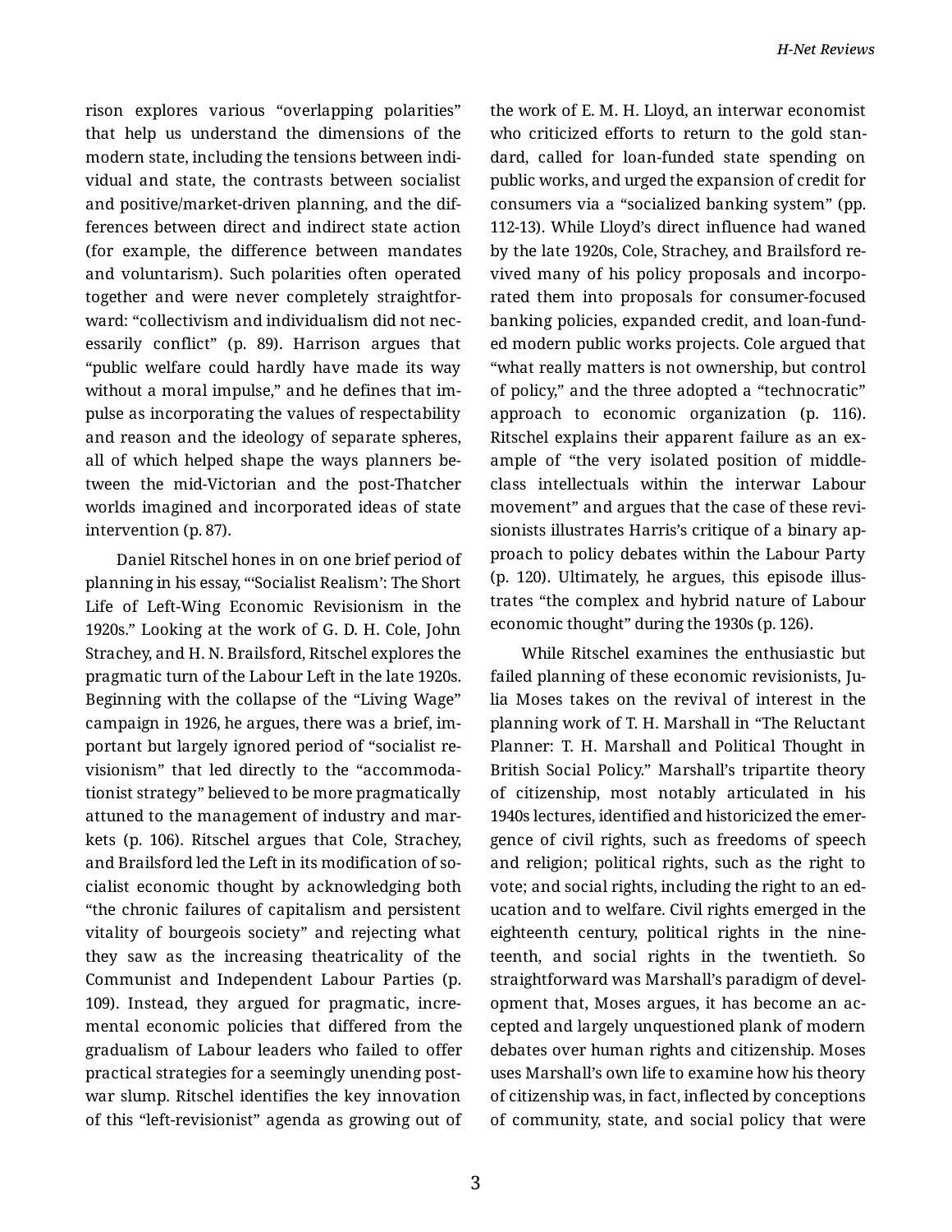rison explores various "overlapping polarities" that help us understand the dimensions of the modern state, including the tensions between individual and state, the contrasts between socialist and positive/market-driven planning, and the differences between direct and indirect state action (for example, the difference between mandates and voluntarism). Such polarities often operated together and were never completely straightforward: "collectivism and individualism did not necessarily conflict" (p. 89). Harrison argues that "public welfare could hardly have made its way without a moral impulse," and he defines that impulse as incorporating the values of respectability and reason and the ideology of separate spheres, all of which helped shape the ways planners between the mid-Victorian and the post-Thatcher worlds imagined and incorporated ideas of state intervention (p. 87).

Daniel Ritschel hones in on one brief period of planning in his essay, "'Socialist Realism': The Short Life of Left-Wing Economic Revisionism in the 1920s." Looking at the work of G. D. H. Cole, John Strachey, and H. N. Brailsford, Ritschel explores the pragmatic turn of the Labour Left in the late 1920s. Beginning with the collapse of the "Living Wage" campaign in 1926, he argues, there was a brief, important but largely ignored period of "socialist revisionism" that led directly to the "accommodationist strategy" believed to be more pragmatically attuned to the management of industry and markets (p. 106). Ritschel argues that Cole, Strachey, and Brailsford led the Left in its modification of socialist economic thought by acknowledging both "the chronic failures of capitalism and persistent vitality of bourgeois society" and rejecting what they saw as the increasing theatricality of the Communist and Independent Labour Parties (p. 109). Instead, they argued for pragmatic, incremental economic policies that differed from the gradualism of Labour leaders who failed to offer practical strategies for a seemingly unending postwar slump. Ritschel identifies the key innovation of this "left-revisionist" agenda as growing out of the work of E. M. H. Lloyd, an interwar economist who criticized efforts to return to the gold standard, called for loan-funded state spending on public works, and urged the expansion of credit for consumers via a "socialized banking system" (pp. 112-13). While Lloyd's direct influence had waned by the late 1920s, Cole, Strachey, and Brailsford revived many of his policy proposals and incorporated them into proposals for consumer-focused banking policies, expanded credit, and loan-funded modern public works projects. Cole argued that "what really matters is not ownership, but control of policy," and the three adopted a "technocratic" approach to economic organization (p. 116). Ritschel explains their apparent failure as an example of "the very isolated position of middle-class intellectuals within the interwar Labour movement" and argues that the case of these revisionists illustrates Harris's critique of a binary approach to policy debates within the Labour Party (p. 120). Ultimately, he argues, this episode illustrates "the complex and hybrid nature of Labour economic thought" during the 1930s (p. 126).

While Ritschel examines the enthusiastic but failed planning of these economic revisionists, Julia Moses takes on the revival of interest in the planning work of T. H. Marshall in "The Reluctant Planner: T. H. Marshall and Political Thought in British Social Policy." Marshall's tripartite theory of citizenship, most notably articulated in his 1940s lectures, identified and historicized the emergence of civil rights, such as freedoms of speech and religion; political rights, such as the right to vote; and social rights, including the right to an education and to welfare. Civil rights emerged in the eighteenth century, political rights in the nineteenth, and social rights in the twentieth. So straightforward was Marshall's paradigm of development that, Moses argues, it has become an accepted and largely unquestioned plank of modern debates over human rights and citizenship. Moses uses Marshall's own life to examine how his theory of citizenship was, in fact, inflected by conceptions of community, state, and social policy that were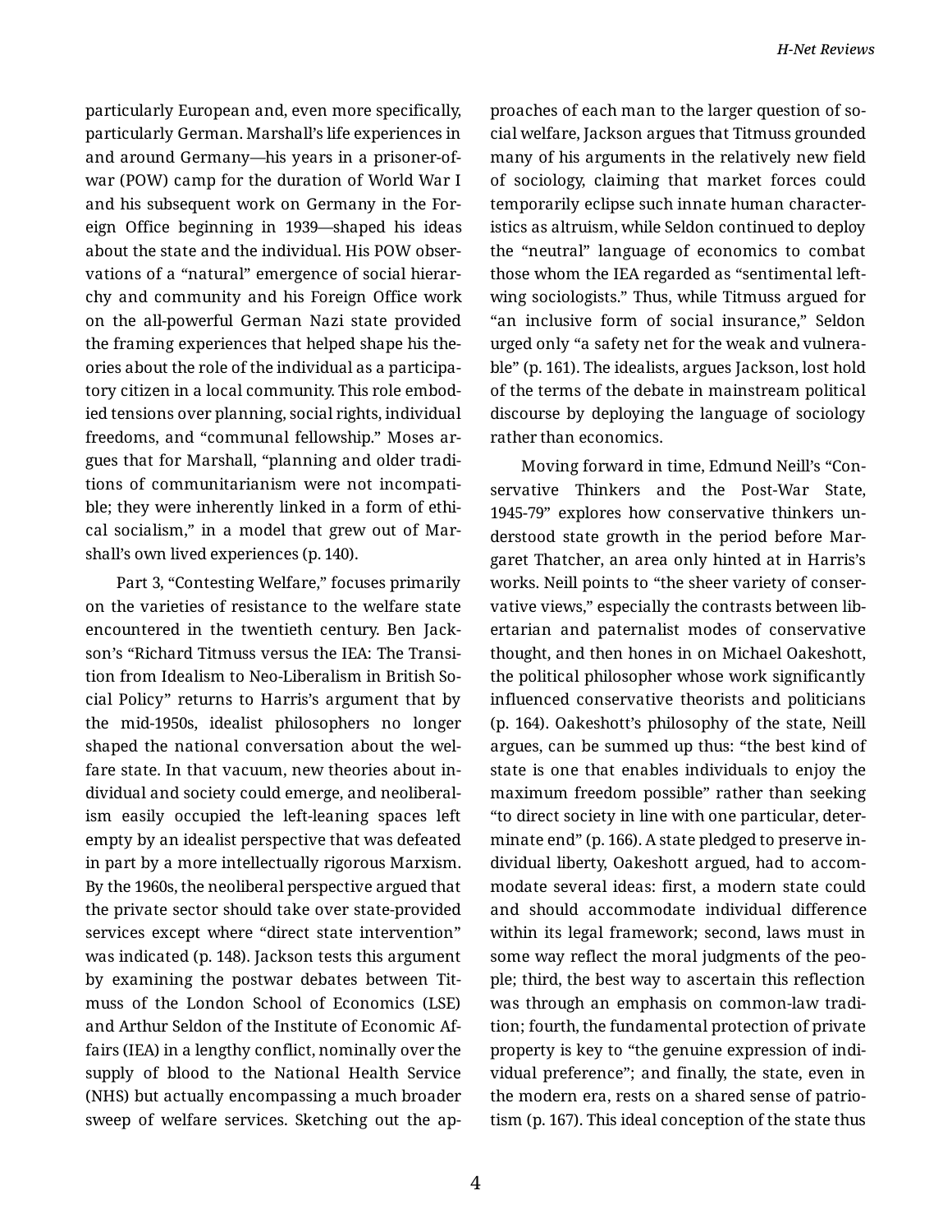particularly European and, even more specifically, particularly German. Marshall's life experiences in and around Germany—his years in a prisoner-of-war (POW) camp for the duration of World War I and his subsequent work on Germany in the Foreign Office beginning in 1939—shaped his ideas about the state and the individual. His POW observations of a "natural" emergence of social hierarchy and community and his Foreign Office work on the all-powerful German Nazi state provided the framing experiences that helped shape his theories about the role of the individual as a participatory citizen in a local community. This role embodied tensions over planning, social rights, individual freedoms, and "communal fellowship." Moses argues that for Marshall, "planning and older traditions of communitarianism were not incompatible; they were inherently linked in a form of ethical socialism," in a model that grew out of Marshall's own lived experiences (p. 140).

Part 3, "Contesting Welfare," focuses primarily on the varieties of resistance to the welfare state encountered in the twentieth century. Ben Jackson's "Richard Titmuss versus the IEA: The Transition from Idealism to Neo-Liberalism in British Social Policy" returns to Harris's argument that by the mid-1950s, idealist philosophers no longer shaped the national conversation about the welfare state. In that vacuum, new theories about individual and society could emerge, and neoliberalism easily occupied the left-leaning spaces left empty by an idealist perspective that was defeated in part by a more intellectually rigorous Marxism. By the 1960s, the neoliberal perspective argued that the private sector should take over state-provided services except where "direct state intervention" was indicated (p. 148). Jackson tests this argument by examining the postwar debates between Titmuss of the London School of Economics (LSE) and Arthur Seldon of the Institute of Economic Affairs (IEA) in a lengthy conflict, nominally over the supply of blood to the National Health Service (NHS) but actually encompassing a much broader sweep of welfare services. Sketching out the approaches of each man to the larger question of social welfare, Jackson argues that Titmuss grounded many of his arguments in the relatively new field of sociology, claiming that market forces could temporarily eclipse such innate human characteristics as altruism, while Seldon continued to deploy the "neutral" language of economics to combat those whom the IEA regarded as "sentimental left-wing sociologists." Thus, while Titmuss argued for "an inclusive form of social insurance," Seldon urged only "a safety net for the weak and vulnerable" (p. 161). The idealists, argues Jackson, lost hold of the terms of the debate in mainstream political discourse by deploying the language of sociology rather than economics.

Moving forward in time, Edmund Neill's "Conservative Thinkers and the Post-War State, 1945-79" explores how conservative thinkers understood state growth in the period before Margaret Thatcher, an area only hinted at in Harris's works. Neill points to "the sheer variety of conservative views," especially the contrasts between libertarian and paternalist modes of conservative thought, and then hones in on Michael Oakeshott, the political philosopher whose work significantly influenced conservative theorists and politicians (p. 164). Oakeshott's philosophy of the state, Neill argues, can be summed up thus: "the best kind of state is one that enables individuals to enjoy the maximum freedom possible" rather than seeking "to direct society in line with one particular, determinate end" (p. 166). A state pledged to preserve individual liberty, Oakeshott argued, had to accommodate several ideas: first, a modern state could and should accommodate individual difference within its legal framework; second, laws must in some way reflect the moral judgments of the people; third, the best way to ascertain this reflection was through an emphasis on common-law tradition; fourth, the fundamental protection of private property is key to "the genuine expression of individual preference"; and finally, the state, even in the modern era, rests on a shared sense of patriotism (p. 167). This ideal conception of the state thus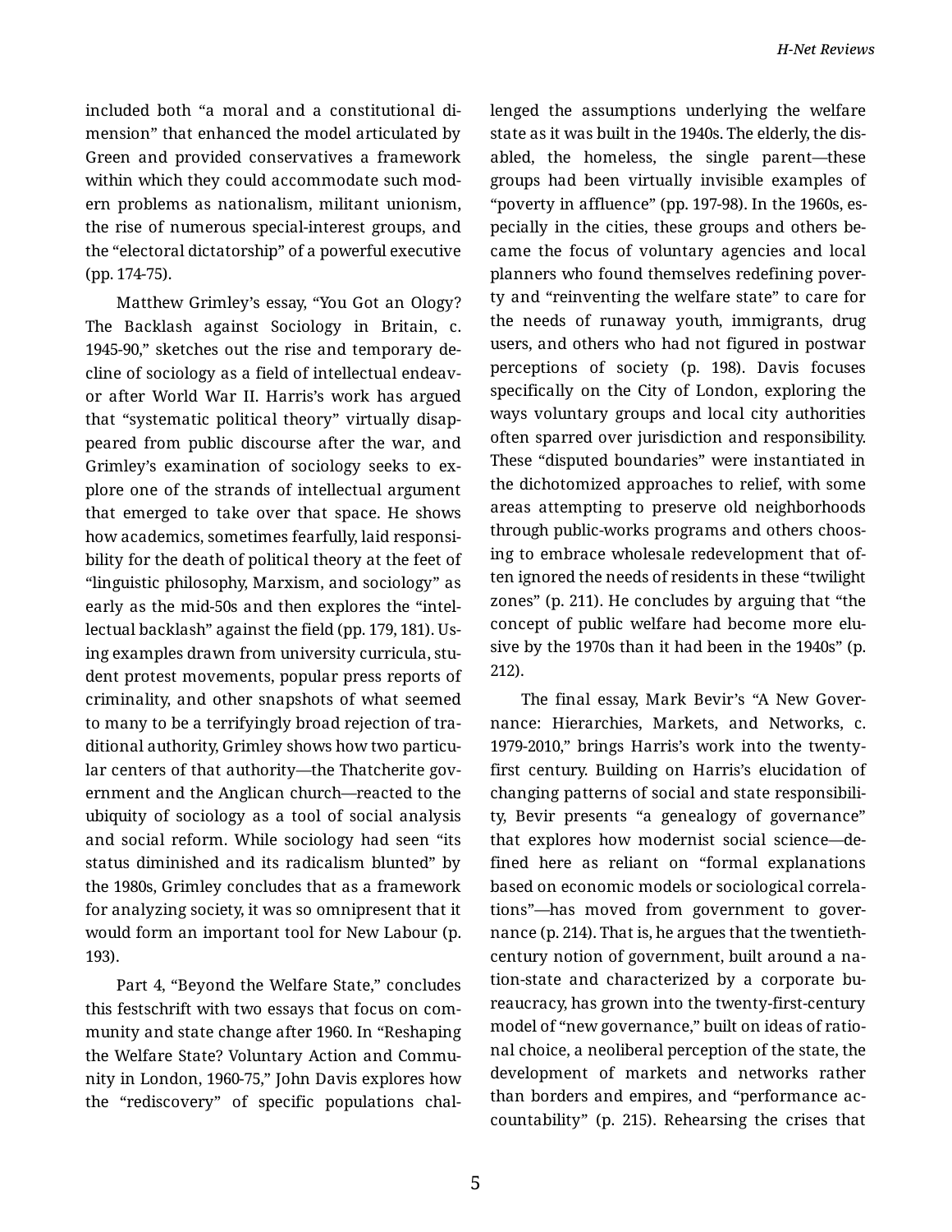included both "a moral and a constitutional dimension" that enhanced the model articulated by Green and provided conservatives a framework within which they could accommodate such modern problems as nationalism, militant unionism, the rise of numerous special-interest groups, and the "electoral dictatorship" of a powerful executive (pp. 174-75).

Matthew Grimley's essay, "You Got an Ology? The Backlash against Sociology in Britain, c. 1945-90," sketches out the rise and temporary decline of sociology as a field of intellectual endeavor after World War II. Harris's work has argued that "systematic political theory" virtually disappeared from public discourse after the war, and Grimley's examination of sociology seeks to explore one of the strands of intellectual argument that emerged to take over that space. He shows how academics, sometimes fearfully, laid responsibility for the death of political theory at the feet of "linguistic philosophy, Marxism, and sociology" as early as the mid-50s and then explores the "intellectual backlash" against the field (pp. 179, 181). Using examples drawn from university curricula, student protest movements, popular press reports of criminality, and other snapshots of what seemed to many to be a terrifyingly broad rejection of traditional authority, Grimley shows how two particular centers of that authority—the Thatcherite government and the Anglican church—reacted to the ubiquity of sociology as a tool of social analysis and social reform. While sociology had seen "its status diminished and its radicalism blunted" by the 1980s, Grimley concludes that as a framework for analyzing society, it was so omnipresent that it would form an important tool for New Labour (p. 193).

Part 4, "Beyond the Welfare State," concludes this festschrift with two essays that focus on community and state change after 1960. In "Reshaping the Welfare State? Voluntary Action and Community in London, 1960-75," John Davis explores how the "rediscovery" of specific populations challenged the assumptions underlying the welfare state as it was built in the 1940s. The elderly, the disabled, the homeless, the single parent—these groups had been virtually invisible examples of "poverty in affluence" (pp. 197-98). In the 1960s, especially in the cities, these groups and others became the focus of voluntary agencies and local planners who found themselves redefining poverty and "reinventing the welfare state" to care for the needs of runaway youth, immigrants, drug users, and others who had not figured in postwar perceptions of society (p. 198). Davis focuses specifically on the City of London, exploring the ways voluntary groups and local city authorities often sparred over jurisdiction and responsibility. These "disputed boundaries" were instantiated in the dichotomized approaches to relief, with some areas attempting to preserve old neighborhoods through public-works programs and others choosing to embrace wholesale redevelopment that often ignored the needs of residents in these "twilight zones" (p. 211). He concludes by arguing that "the concept of public welfare had become more elusive by the 1970s than it had been in the 1940s" (p. 212).

The final essay, Mark Bevir's "A New Governance: Hierarchies, Markets, and Networks, c. 1979-2010," brings Harris's work into the twenty-first century. Building on Harris's elucidation of changing patterns of social and state responsibility, Bevir presents "a genealogy of governance" that explores how modernist social science—defined here as reliant on "formal explanations based on economic models or sociological correlations"—has moved from government to governance (p. 214). That is, he argues that the twentieth-century notion of government, built around a nation-state and characterized by a corporate bureaucracy, has grown into the twenty-first-century model of "new governance," built on ideas of rational choice, a neoliberal perception of the state, the development of markets and networks rather than borders and empires, and "performance accountability" (p. 215). Rehearsing the crises that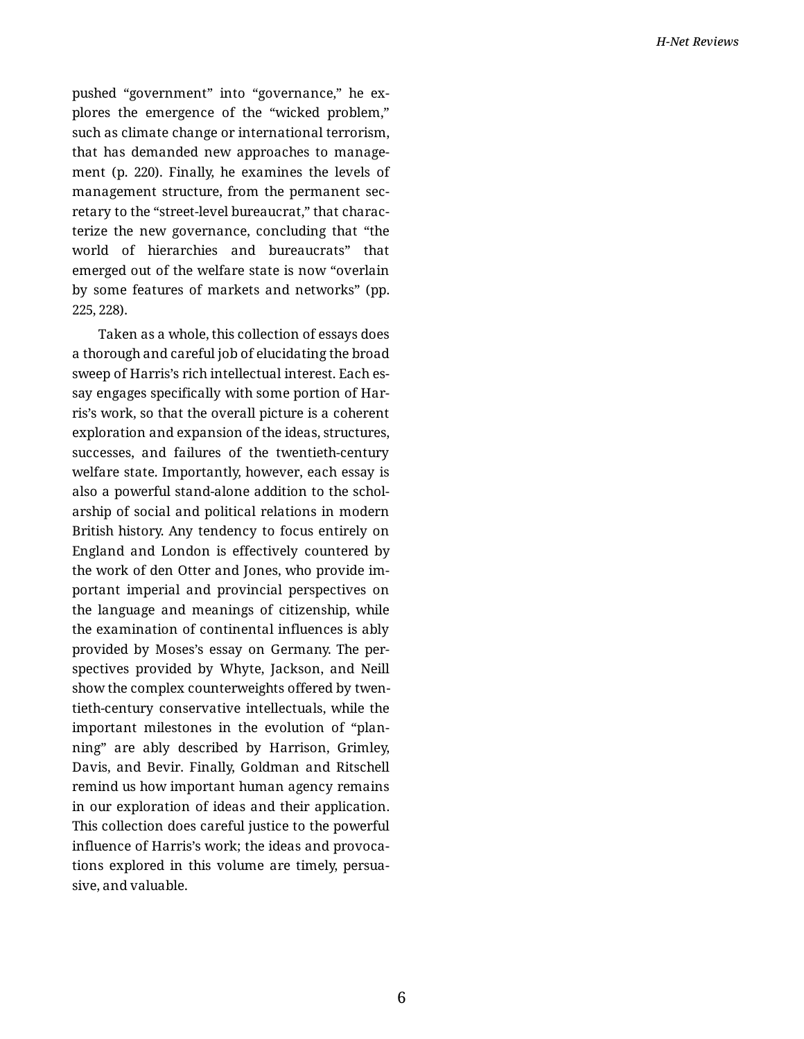pushed "government" into "governance," he explores the emergence of the "wicked problem," such as climate change or international terrorism, that has demanded new approaches to management (p. 220). Finally, he examines the levels of management structure, from the permanent secretary to the "street-level bureaucrat," that characterize the new governance, concluding that "the world of hierarchies and bureaucrats" that emerged out of the welfare state is now "overlain by some features of markets and networks" (pp. 225, 228).

Taken as a whole, this collection of essays does a thorough and careful job of elucidating the broad sweep of Harris's rich intellectual interest. Each essay engages specifically with some portion of Harris's work, so that the overall picture is a coherent exploration and expansion of the ideas, structures, successes, and failures of the twentieth-century welfare state. Importantly, however, each essay is also a powerful stand-alone addition to the scholarship of social and political relations in modern British history. Any tendency to focus entirely on England and London is effectively countered by the work of den Otter and Jones, who provide important imperial and provincial perspectives on the language and meanings of citizenship, while the examination of continental influences is ably provided by Moses's essay on Germany. The perspectives provided by Whyte, Jackson, and Neill show the complex counterweights offered by twentieth-century conservative intellectuals, while the important milestones in the evolution of "planning" are ably described by Harrison, Grimley, Davis, and Bevir. Finally, Goldman and Ritschell remind us how important human agency remains in our exploration of ideas and their application. This collection does careful justice to the powerful influence of Harris's work; the ideas and provocations explored in this volume are timely, persuasive, and valuable.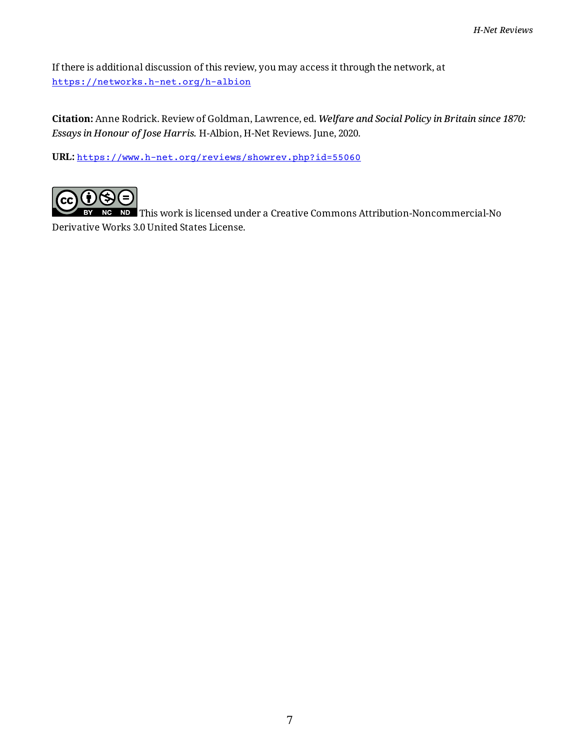If there is additional discussion of this review, you may access it through the network, at https://networks.h-net.org/h-albion

**Citation:** Anne Rodrick. Review of Goldman, Lawrence, ed. *Welfare and Social Policy in Britain since 1870: Essays in Honour of Jose Harris.* H-Albion, H-Net Reviews. June, 2020.

**URL:** https://www.h-net.org/reviews/showrev.php?id=55060

This work is licensed under a Creative Commons Attribution-Noncommercial-No Derivative Works 3.0 United States License.